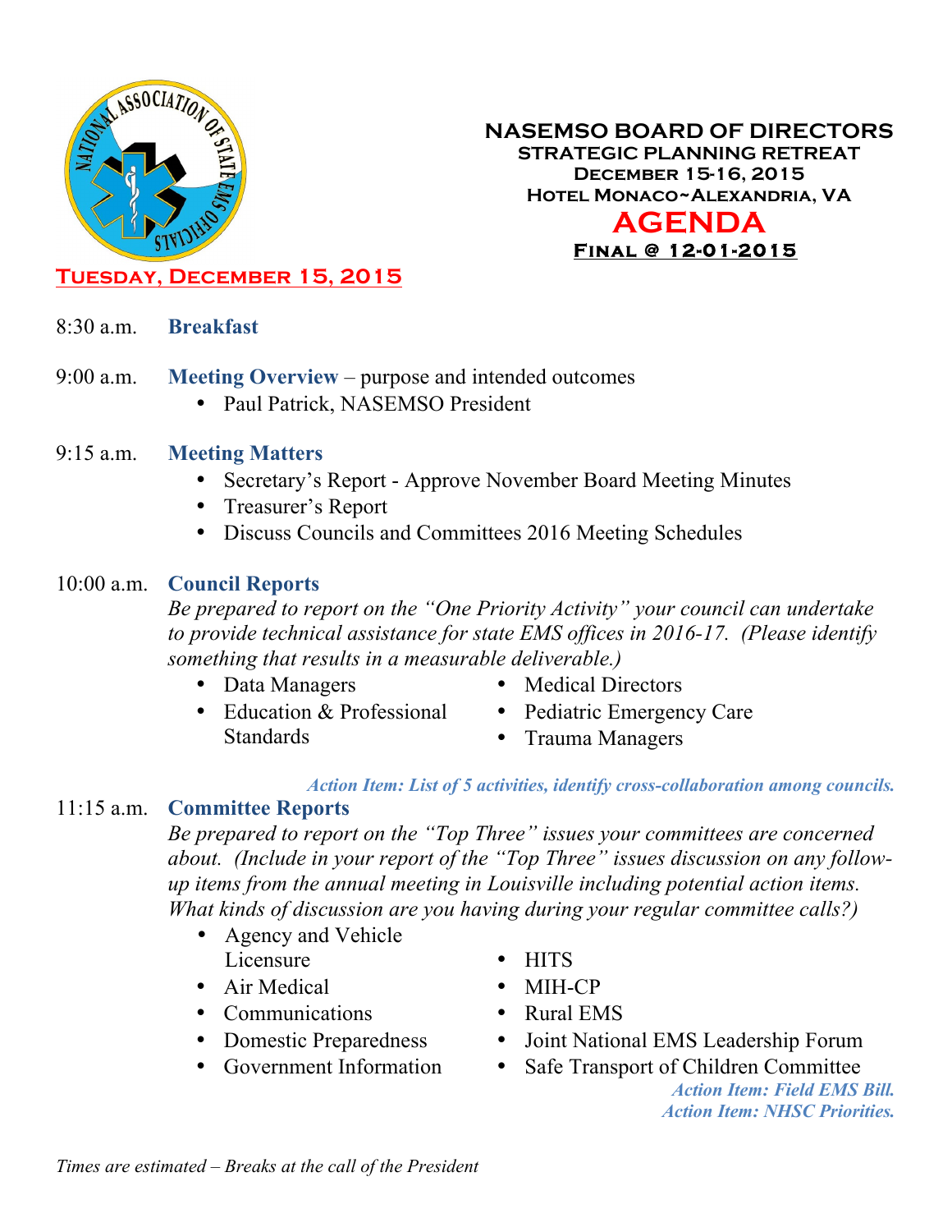# NASEMSO BOARD OF DIRECTORS

## STRATEGIC PLANNING RETREAT

**December 15-16, 2015**

**Hotel Monaco~Alexandria, VA**

# AGENDA

**Final @ 12-01-2015**

## Tuesday, December 15, 2015

8:30 a.m. **Breakfast**

9:00 a.m. **Meeting Overview** – purpose and intended outcomes

- Paul Patrick, NASEMSO President

9:15 a.m. **Meeting Matters**

- Secretary's Report - Approve November Board Meeting Minutes
- Treasurer's Report
- Discuss Councils and Committees 2016 Meeting Schedules

10:00 a.m. **Council Reports**

*Be prepared to report on the "One Priority Activity" your council can undertake to provide technical assistance for state EMS offices in 2016-17. (Please identify something that results in a measurable deliverable.)*

- Data Managers
- Education & Professional Standards
- Medical Directors
- Pediatric Emergency Care
- Trauma Managers

*Action Item: List of 5 activities, identify cross-collaboration among councils.*

11:15 a.m. **Committee Reports**

*Be prepared to report on the "Top Three" issues your committees are concerned about. (Include in your report of the "Top Three" issues discussion on any follow-up items from the annual meeting in Louisville including potential action items. What kinds of discussion are you having during your regular committee calls?)*

- Agency and Vehicle Licensure
- Air Medical
- Communications
- Domestic Preparedness
- Government Information
- HITS
- MIH-CP
- Rural EMS
- Joint National EMS Leadership Forum
- Safe Transport of Children Committee

*Action Item: Field EMS Bill.*
*Action Item: NHSC Priorities.*

*Times are estimated – Breaks at the call of the President*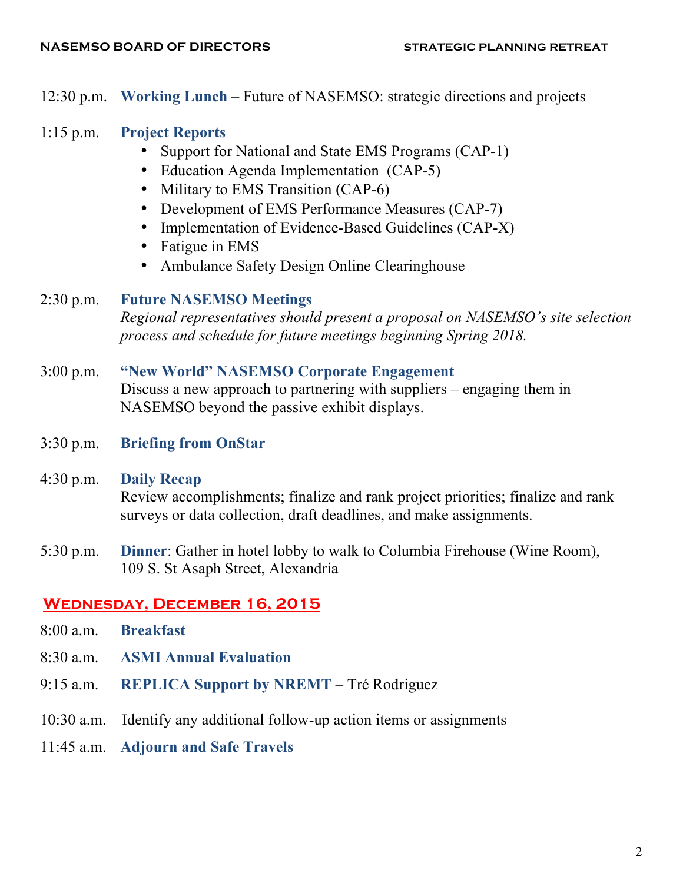12:30 p.m. **Working Lunch** – Future of NASEMSO: strategic directions and projects

1:15 p.m. **Project Reports**

- Support for National and State EMS Programs (CAP-1)
- Education Agenda Implementation (CAP-5)
- Military to EMS Transition (CAP-6)
- Development of EMS Performance Measures (CAP-7)
- Implementation of Evidence-Based Guidelines (CAP-X)
- Fatigue in EMS
- Ambulance Safety Design Online Clearinghouse

2:30 p.m. **Future NASEMSO Meetings**
*Regional representatives should present a proposal on NASEMSO's site selection process and schedule for future meetings beginning Spring 2018.*

3:00 p.m. **"New World" NASEMSO Corporate Engagement**
Discuss a new approach to partnering with suppliers – engaging them in NASEMSO beyond the passive exhibit displays.

3:30 p.m. **Briefing from OnStar**

4:30 p.m. **Daily Recap**
Review accomplishments; finalize and rank project priorities; finalize and rank surveys or data collection, draft deadlines, and make assignments.

5:30 p.m. **Dinner**: Gather in hotel lobby to walk to Columbia Firehouse (Wine Room), 109 S. St Asaph Street, Alexandria

## Wednesday, December 16, 2015

8:00 a.m. **Breakfast**

8:30 a.m. **ASMI Annual Evaluation**

9:15 a.m. **REPLICA Support by NREMT** – Tré Rodriguez

10:30 a.m. Identify any additional follow-up action items or assignments

11:45 a.m. **Adjourn and Safe Travels**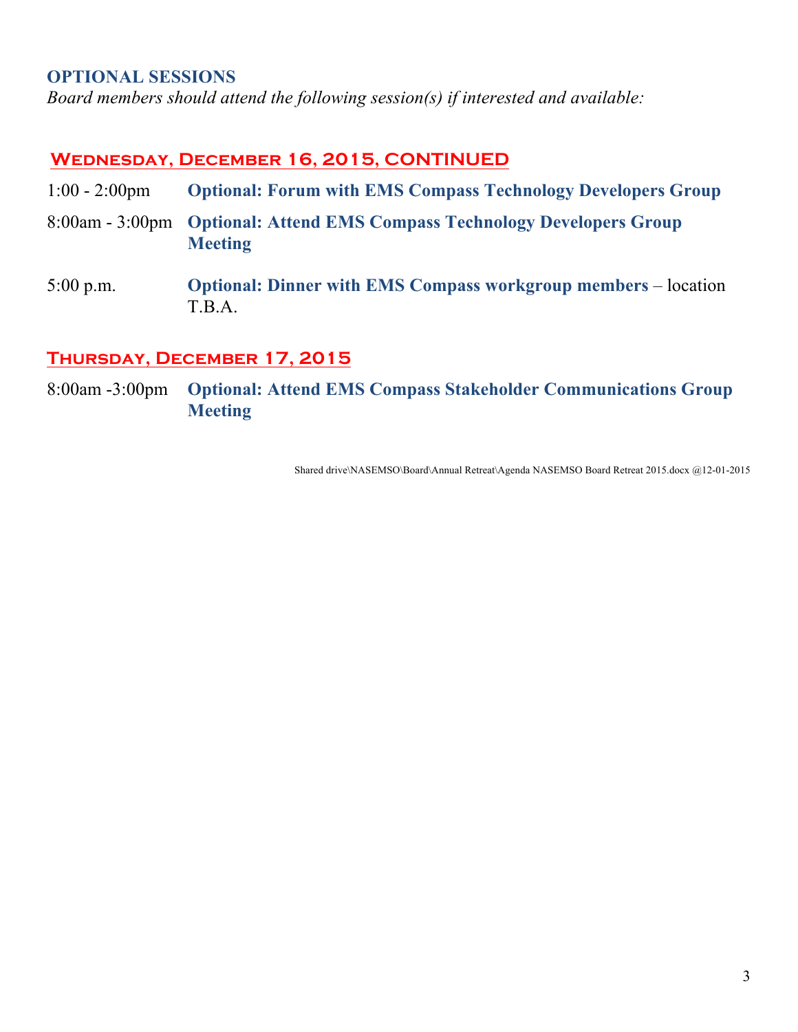## OPTIONAL SESSIONS

*Board members should attend the following session(s) if interested and available:*

### Wednesday, December 16, 2015, CONTINUED

1:00 - 2:00pm **Optional: Forum with EMS Compass Technology Developers Group**

8:00am - 3:00pm **Optional: Attend EMS Compass Technology Developers Group Meeting**

5:00 p.m. **Optional: Dinner with EMS Compass workgroup members** – location T.B.A.

### Thursday, December 17, 2015

8:00am -3:00pm **Optional: Attend EMS Compass Stakeholder Communications Group Meeting**

Shared drive\NASEMSO\Board\Annual Retreat\Agenda NASEMSO Board Retreat 2015.docx @12-01-2015